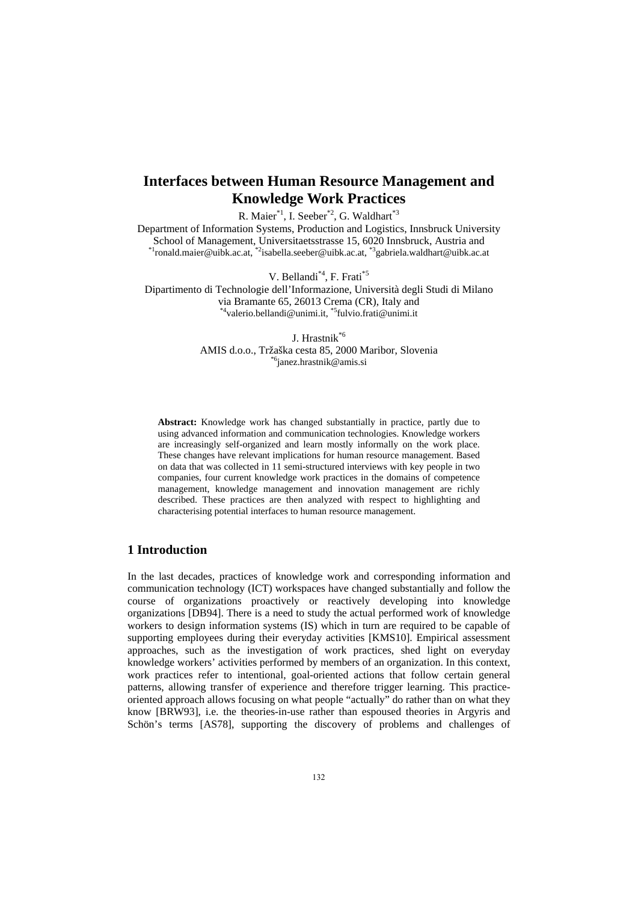# Interfaces between Human Resource Management and Knowledge Work Practices

R. Maier[*1], I. Seeber[*2], G. Waldhart[*3]

Department of Information Systems, Production and Logistics, Innsbruck University School of Management, Universitaetsstrasse 15, 6020 Innsbruck, Austria and [*1]ronald.maier@uibk.ac.at, [*2]isabella.seeber@uibk.ac.at, [*3]gabriela.waldhart@uibk.ac.at

V. Bellandi[*4], F. Frati[*5]

Dipartimento di Tecnologie dell'Informazione, Università degli Studi di Milano via Bramante 65, 26013 Crema (CR), Italy and [*4]valerio.bellandi@unimi.it, [*5]fulvio.frati@unimi.it

J. Hrastnik[*6]

AMIS d.o.o., Tržaška cesta 85, 2000 Maribor, Slovenia [*6]janez.hrastnik@amis.si

**Abstract:** Knowledge work has changed substantially in practice, partly due to using advanced information and communication technologies. Knowledge workers are increasingly self-organized and learn mostly informally on the work place. These changes have relevant implications for human resource management. Based on data that was collected in 11 semi-structured interviews with key people in two companies, four current knowledge work practices in the domains of competence management, knowledge management and innovation management are richly described. These practices are then analyzed with respect to highlighting and characterising potential interfaces to human resource management.

## 1 Introduction

In the last decades, practices of knowledge work and corresponding information and communication technology (ICT) workspaces have changed substantially and follow the course of organizations proactively or reactively developing into knowledge organizations [DB94]. There is a need to study the actual performed work of knowledge workers to design information systems (IS) which in turn are required to be capable of supporting employees during their everyday activities [KMS10]. Empirical assessment approaches, such as the investigation of work practices, shed light on everyday knowledge workers' activities performed by members of an organization. In this context, work practices refer to intentional, goal-oriented actions that follow certain general patterns, allowing transfer of experience and therefore trigger learning. This practice-oriented approach allows focusing on what people "actually" do rather than on what they know [BRW93], i.e. the theories-in-use rather than espoused theories in Argyris and Schön's terms [AS78], supporting the discovery of problems and challenges of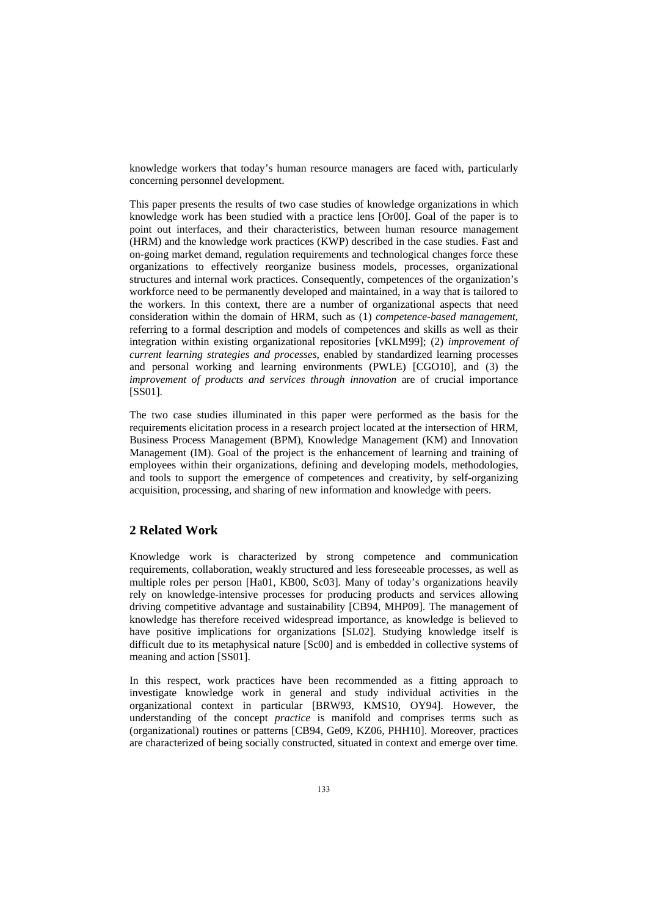knowledge workers that today's human resource managers are faced with, particularly concerning personnel development.

This paper presents the results of two case studies of knowledge organizations in which knowledge work has been studied with a practice lens [Or00]. Goal of the paper is to point out interfaces, and their characteristics, between human resource management (HRM) and the knowledge work practices (KWP) described in the case studies. Fast and on-going market demand, regulation requirements and technological changes force these organizations to effectively reorganize business models, processes, organizational structures and internal work practices. Consequently, competences of the organization's workforce need to be permanently developed and maintained, in a way that is tailored to the workers. In this context, there are a number of organizational aspects that need consideration within the domain of HRM, such as (1) *competence-based management*, referring to a formal description and models of competences and skills as well as their integration within existing organizational repositories [vKLM99]; (2) *improvement of current learning strategies and processes*, enabled by standardized learning processes and personal working and learning environments (PWLE) [CGO10], and (3) the *improvement of products and services through innovation* are of crucial importance [SS01].

The two case studies illuminated in this paper were performed as the basis for the requirements elicitation process in a research project located at the intersection of HRM, Business Process Management (BPM), Knowledge Management (KM) and Innovation Management (IM). Goal of the project is the enhancement of learning and training of employees within their organizations, defining and developing models, methodologies, and tools to support the emergence of competences and creativity, by self-organizing acquisition, processing, and sharing of new information and knowledge with peers.

## 2 Related Work

Knowledge work is characterized by strong competence and communication requirements, collaboration, weakly structured and less foreseeable processes, as well as multiple roles per person [Ha01, KB00, Sc03]. Many of today's organizations heavily rely on knowledge-intensive processes for producing products and services allowing driving competitive advantage and sustainability [CB94, MHP09]. The management of knowledge has therefore received widespread importance, as knowledge is believed to have positive implications for organizations [SL02]. Studying knowledge itself is difficult due to its metaphysical nature [Sc00] and is embedded in collective systems of meaning and action [SS01].

In this respect, work practices have been recommended as a fitting approach to investigate knowledge work in general and study individual activities in the organizational context in particular [BRW93, KMS10, OY94]. However, the understanding of the concept *practice* is manifold and comprises terms such as (organizational) routines or patterns [CB94, Ge09, KZ06, PHH10]. Moreover, practices are characterized of being socially constructed, situated in context and emerge over time.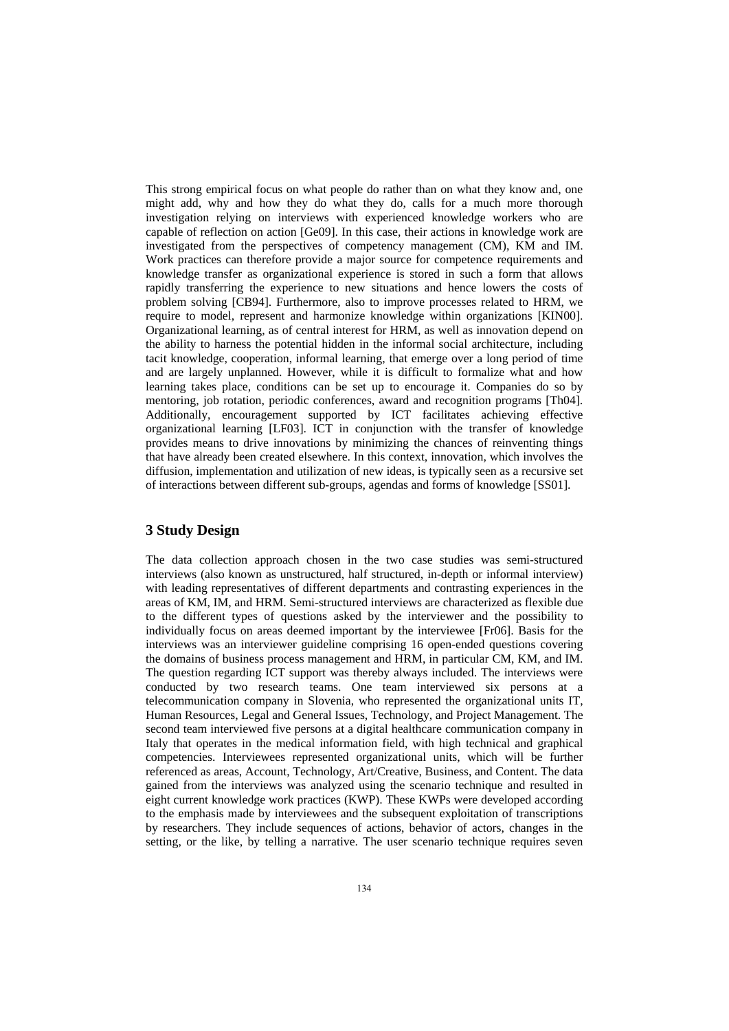This strong empirical focus on what people do rather than on what they know and, one might add, why and how they do what they do, calls for a much more thorough investigation relying on interviews with experienced knowledge workers who are capable of reflection on action [Ge09]. In this case, their actions in knowledge work are investigated from the perspectives of competency management (CM), KM and IM. Work practices can therefore provide a major source for competence requirements and knowledge transfer as organizational experience is stored in such a form that allows rapidly transferring the experience to new situations and hence lowers the costs of problem solving [CB94]. Furthermore, also to improve processes related to HRM, we require to model, represent and harmonize knowledge within organizations [KIN00]. Organizational learning, as of central interest for HRM, as well as innovation depend on the ability to harness the potential hidden in the informal social architecture, including tacit knowledge, cooperation, informal learning, that emerge over a long period of time and are largely unplanned. However, while it is difficult to formalize what and how learning takes place, conditions can be set up to encourage it. Companies do so by mentoring, job rotation, periodic conferences, award and recognition programs [Th04]. Additionally, encouragement supported by ICT facilitates achieving effective organizational learning [LF03]. ICT in conjunction with the transfer of knowledge provides means to drive innovations by minimizing the chances of reinventing things that have already been created elsewhere. In this context, innovation, which involves the diffusion, implementation and utilization of new ideas, is typically seen as a recursive set of interactions between different sub-groups, agendas and forms of knowledge [SS01].

## 3 Study Design

The data collection approach chosen in the two case studies was semi-structured interviews (also known as unstructured, half structured, in-depth or informal interview) with leading representatives of different departments and contrasting experiences in the areas of KM, IM, and HRM. Semi-structured interviews are characterized as flexible due to the different types of questions asked by the interviewer and the possibility to individually focus on areas deemed important by the interviewee [Fr06]. Basis for the interviews was an interviewer guideline comprising 16 open-ended questions covering the domains of business process management and HRM, in particular CM, KM, and IM. The question regarding ICT support was thereby always included. The interviews were conducted by two research teams. One team interviewed six persons at a telecommunication company in Slovenia, who represented the organizational units IT, Human Resources, Legal and General Issues, Technology, and Project Management. The second team interviewed five persons at a digital healthcare communication company in Italy that operates in the medical information field, with high technical and graphical competencies. Interviewees represented organizational units, which will be further referenced as areas, Account, Technology, Art/Creative, Business, and Content. The data gained from the interviews was analyzed using the scenario technique and resulted in eight current knowledge work practices (KWP). These KWPs were developed according to the emphasis made by interviewees and the subsequent exploitation of transcriptions by researchers. They include sequences of actions, behavior of actors, changes in the setting, or the like, by telling a narrative. The user scenario technique requires seven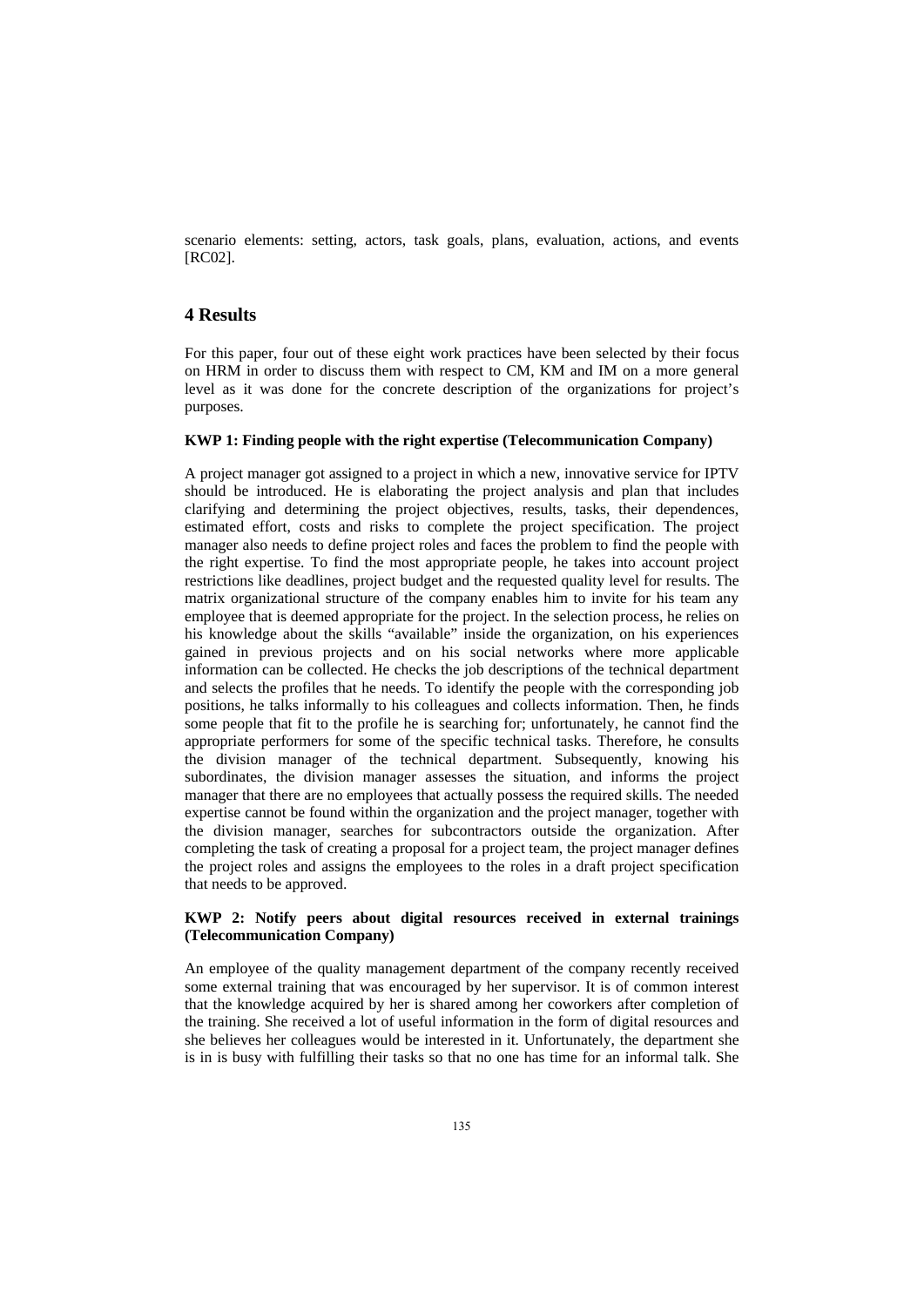scenario elements: setting, actors, task goals, plans, evaluation, actions, and events [RC02].

## 4 Results

For this paper, four out of these eight work practices have been selected by their focus on HRM in order to discuss them with respect to CM, KM and IM on a more general level as it was done for the concrete description of the organizations for project's purposes.

**KWP 1: Finding people with the right expertise (Telecommunication Company)**

A project manager got assigned to a project in which a new, innovative service for IPTV should be introduced. He is elaborating the project analysis and plan that includes clarifying and determining the project objectives, results, tasks, their dependences, estimated effort, costs and risks to complete the project specification. The project manager also needs to define project roles and faces the problem to find the people with the right expertise. To find the most appropriate people, he takes into account project restrictions like deadlines, project budget and the requested quality level for results. The matrix organizational structure of the company enables him to invite for his team any employee that is deemed appropriate for the project. In the selection process, he relies on his knowledge about the skills "available" inside the organization, on his experiences gained in previous projects and on his social networks where more applicable information can be collected. He checks the job descriptions of the technical department and selects the profiles that he needs. To identify the people with the corresponding job positions, he talks informally to his colleagues and collects information. Then, he finds some people that fit to the profile he is searching for; unfortunately, he cannot find the appropriate performers for some of the specific technical tasks. Therefore, he consults the division manager of the technical department. Subsequently, knowing his subordinates, the division manager assesses the situation, and informs the project manager that there are no employees that actually possess the required skills. The needed expertise cannot be found within the organization and the project manager, together with the division manager, searches for subcontractors outside the organization. After completing the task of creating a proposal for a project team, the project manager defines the project roles and assigns the employees to the roles in a draft project specification that needs to be approved.

**KWP 2: Notify peers about digital resources received in external trainings (Telecommunication Company)**

An employee of the quality management department of the company recently received some external training that was encouraged by her supervisor. It is of common interest that the knowledge acquired by her is shared among her coworkers after completion of the training. She received a lot of useful information in the form of digital resources and she believes her colleagues would be interested in it. Unfortunately, the department she is in is busy with fulfilling their tasks so that no one has time for an informal talk. She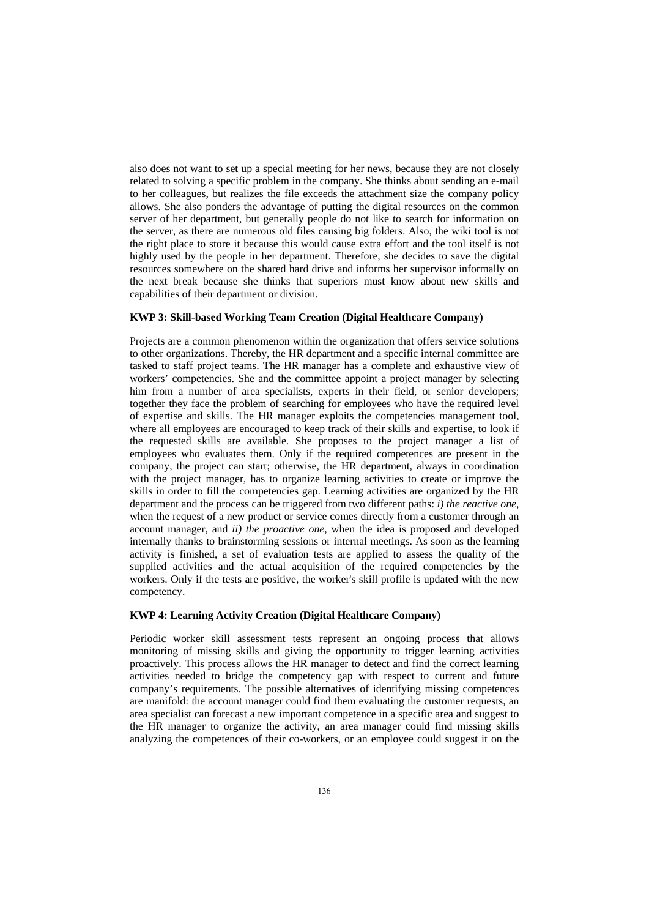also does not want to set up a special meeting for her news, because they are not closely related to solving a specific problem in the company. She thinks about sending an e-mail to her colleagues, but realizes the file exceeds the attachment size the company policy allows. She also ponders the advantage of putting the digital resources on the common server of her department, but generally people do not like to search for information on the server, as there are numerous old files causing big folders. Also, the wiki tool is not the right place to store it because this would cause extra effort and the tool itself is not highly used by the people in her department. Therefore, she decides to save the digital resources somewhere on the shared hard drive and informs her supervisor informally on the next break because she thinks that superiors must know about new skills and capabilities of their department or division.

### KWP 3: Skill-based Working Team Creation (Digital Healthcare Company)

Projects are a common phenomenon within the organization that offers service solutions to other organizations. Thereby, the HR department and a specific internal committee are tasked to staff project teams. The HR manager has a complete and exhaustive view of workers' competencies. She and the committee appoint a project manager by selecting him from a number of area specialists, experts in their field, or senior developers; together they face the problem of searching for employees who have the required level of expertise and skills. The HR manager exploits the competencies management tool, where all employees are encouraged to keep track of their skills and expertise, to look if the requested skills are available. She proposes to the project manager a list of employees who evaluates them. Only if the required competences are present in the company, the project can start; otherwise, the HR department, always in coordination with the project manager, has to organize learning activities to create or improve the skills in order to fill the competencies gap. Learning activities are organized by the HR department and the process can be triggered from two different paths: *i) the reactive one*, when the request of a new product or service comes directly from a customer through an account manager, and *ii) the proactive one*, when the idea is proposed and developed internally thanks to brainstorming sessions or internal meetings. As soon as the learning activity is finished, a set of evaluation tests are applied to assess the quality of the supplied activities and the actual acquisition of the required competencies by the workers. Only if the tests are positive, the worker's skill profile is updated with the new competency.

### KWP 4: Learning Activity Creation (Digital Healthcare Company)

Periodic worker skill assessment tests represent an ongoing process that allows monitoring of missing skills and giving the opportunity to trigger learning activities proactively. This process allows the HR manager to detect and find the correct learning activities needed to bridge the competency gap with respect to current and future company's requirements. The possible alternatives of identifying missing competences are manifold: the account manager could find them evaluating the customer requests, an area specialist can forecast a new important competence in a specific area and suggest to the HR manager to organize the activity, an area manager could find missing skills analyzing the competences of their co-workers, or an employee could suggest it on the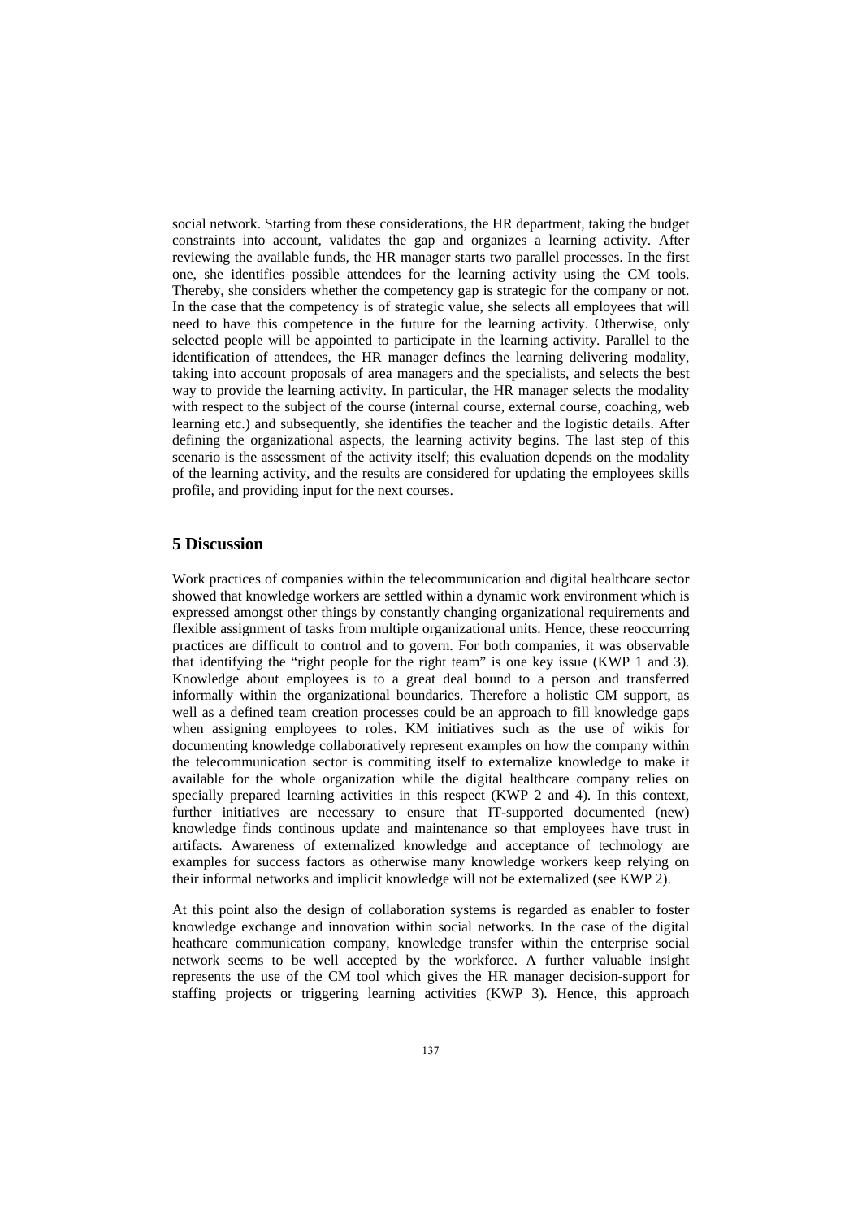social network. Starting from these considerations, the HR department, taking the budget constraints into account, validates the gap and organizes a learning activity. After reviewing the available funds, the HR manager starts two parallel processes. In the first one, she identifies possible attendees for the learning activity using the CM tools. Thereby, she considers whether the competency gap is strategic for the company or not. In the case that the competency is of strategic value, she selects all employees that will need to have this competence in the future for the learning activity. Otherwise, only selected people will be appointed to participate in the learning activity. Parallel to the identification of attendees, the HR manager defines the learning delivering modality, taking into account proposals of area managers and the specialists, and selects the best way to provide the learning activity. In particular, the HR manager selects the modality with respect to the subject of the course (internal course, external course, coaching, web learning etc.) and subsequently, she identifies the teacher and the logistic details. After defining the organizational aspects, the learning activity begins. The last step of this scenario is the assessment of the activity itself; this evaluation depends on the modality of the learning activity, and the results are considered for updating the employees skills profile, and providing input for the next courses.

## 5 Discussion

Work practices of companies within the telecommunication and digital healthcare sector showed that knowledge workers are settled within a dynamic work environment which is expressed amongst other things by constantly changing organizational requirements and flexible assignment of tasks from multiple organizational units. Hence, these reoccurring practices are difficult to control and to govern. For both companies, it was observable that identifying the "right people for the right team" is one key issue (KWP 1 and 3). Knowledge about employees is to a great deal bound to a person and transferred informally within the organizational boundaries. Therefore a holistic CM support, as well as a defined team creation processes could be an approach to fill knowledge gaps when assigning employees to roles. KM initiatives such as the use of wikis for documenting knowledge collaboratively represent examples on how the company within the telecommunication sector is commiting itself to externalize knowledge to make it available for the whole organization while the digital healthcare company relies on specially prepared learning activities in this respect (KWP 2 and 4). In this context, further initiatives are necessary to ensure that IT-supported documented (new) knowledge finds continous update and maintenance so that employees have trust in artifacts. Awareness of externalized knowledge and acceptance of technology are examples for success factors as otherwise many knowledge workers keep relying on their informal networks and implicit knowledge will not be externalized (see KWP 2).

At this point also the design of collaboration systems is regarded as enabler to foster knowledge exchange and innovation within social networks. In the case of the digital heathcare communication company, knowledge transfer within the enterprise social network seems to be well accepted by the workforce. A further valuable insight represents the use of the CM tool which gives the HR manager decision-support for staffing projects or triggering learning activities (KWP 3). Hence, this approach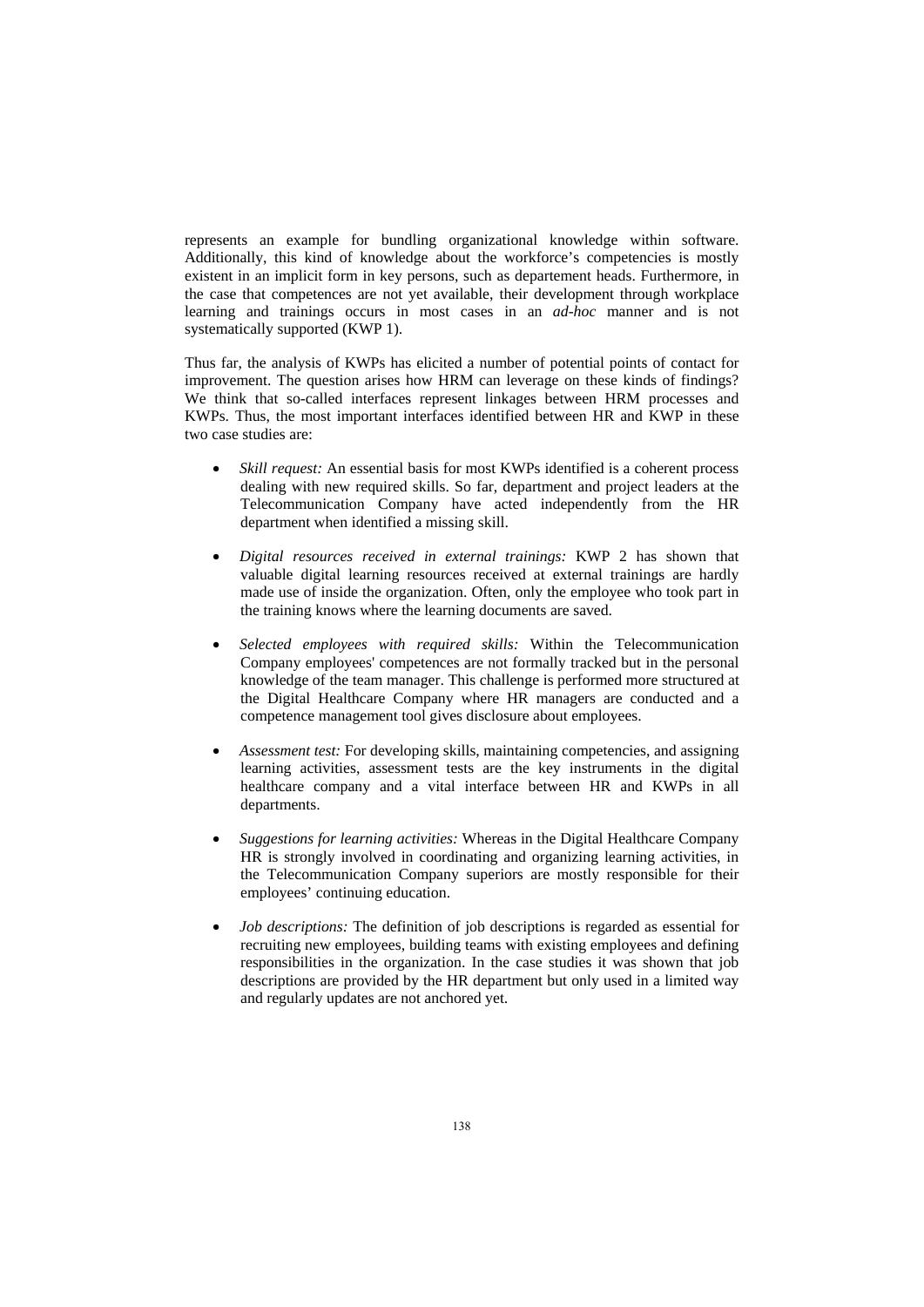represents an example for bundling organizational knowledge within software. Additionally, this kind of knowledge about the workforce's competencies is mostly existent in an implicit form in key persons, such as departement heads. Furthermore, in the case that competences are not yet available, their development through workplace learning and trainings occurs in most cases in an *ad-hoc* manner and is not systematically supported (KWP 1).

Thus far, the analysis of KWPs has elicited a number of potential points of contact for improvement. The question arises how HRM can leverage on these kinds of findings? We think that so-called interfaces represent linkages between HRM processes and KWPs. Thus, the most important interfaces identified between HR and KWP in these two case studies are:

- *Skill request:* An essential basis for most KWPs identified is a coherent process dealing with new required skills. So far, department and project leaders at the Telecommunication Company have acted independently from the HR department when identified a missing skill.

- *Digital resources received in external trainings:* KWP 2 has shown that valuable digital learning resources received at external trainings are hardly made use of inside the organization. Often, only the employee who took part in the training knows where the learning documents are saved.

- *Selected employees with required skills:* Within the Telecommunication Company employees' competences are not formally tracked but in the personal knowledge of the team manager. This challenge is performed more structured at the Digital Healthcare Company where HR managers are conducted and a competence management tool gives disclosure about employees.

- *Assessment test:* For developing skills, maintaining competencies, and assigning learning activities, assessment tests are the key instruments in the digital healthcare company and a vital interface between HR and KWPs in all departments.

- *Suggestions for learning activities:* Whereas in the Digital Healthcare Company HR is strongly involved in coordinating and organizing learning activities, in the Telecommunication Company superiors are mostly responsible for their employees' continuing education.

- *Job descriptions:* The definition of job descriptions is regarded as essential for recruiting new employees, building teams with existing employees and defining responsibilities in the organization. In the case studies it was shown that job descriptions are provided by the HR department but only used in a limited way and regularly updates are not anchored yet.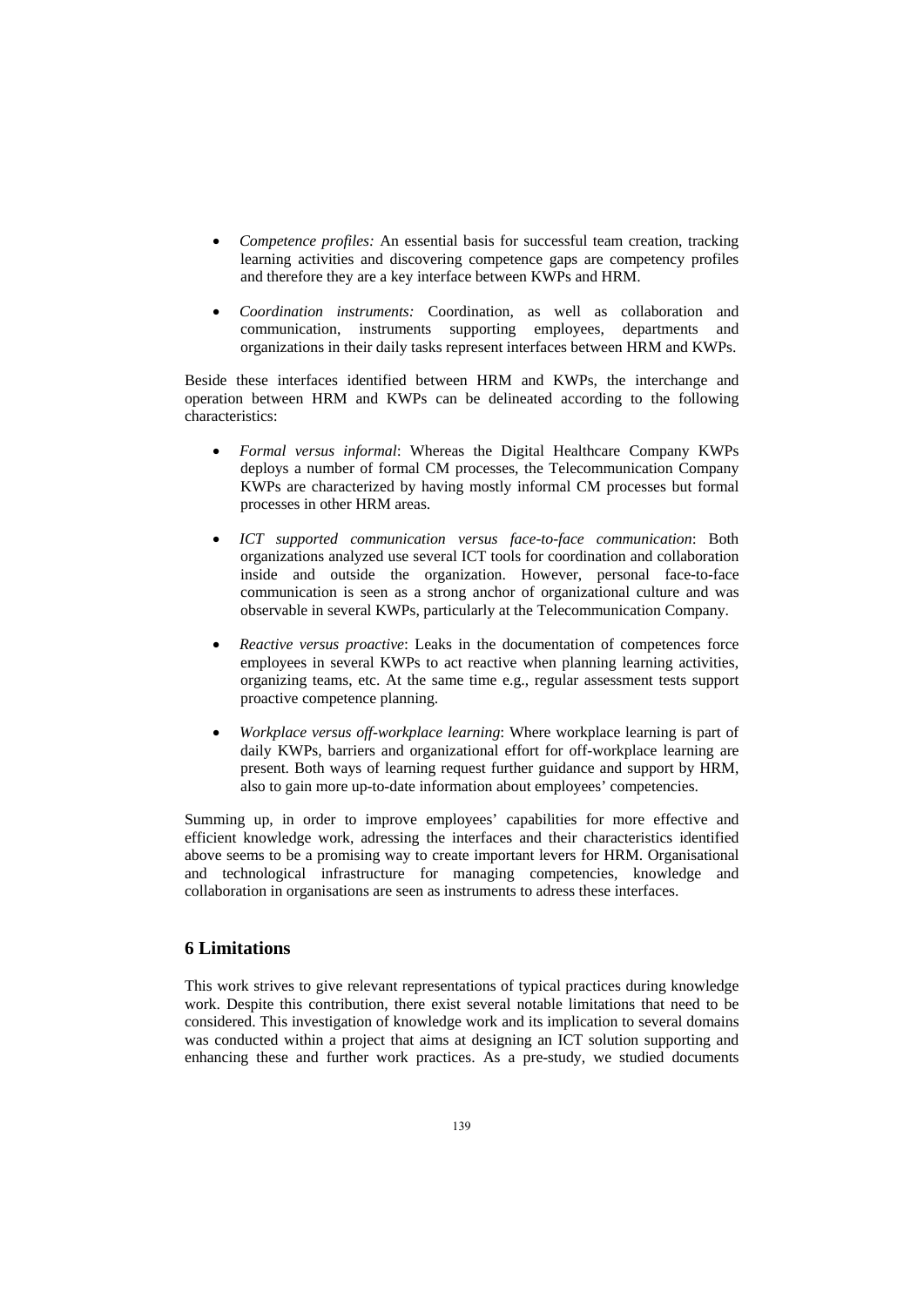- *Competence profiles:* An essential basis for successful team creation, tracking learning activities and discovering competence gaps are competency profiles and therefore they are a key interface between KWPs and HRM.

- *Coordination instruments:* Coordination, as well as collaboration and communication, instruments supporting employees, departments and organizations in their daily tasks represent interfaces between HRM and KWPs.

Beside these interfaces identified between HRM and KWPs, the interchange and operation between HRM and KWPs can be delineated according to the following characteristics:

- *Formal versus informal*: Whereas the Digital Healthcare Company KWPs deploys a number of formal CM processes, the Telecommunication Company KWPs are characterized by having mostly informal CM processes but formal processes in other HRM areas.

- *ICT supported communication versus face-to-face communication*: Both organizations analyzed use several ICT tools for coordination and collaboration inside and outside the organization. However, personal face-to-face communication is seen as a strong anchor of organizational culture and was observable in several KWPs, particularly at the Telecommunication Company.

- *Reactive versus proactive*: Leaks in the documentation of competences force employees in several KWPs to act reactive when planning learning activities, organizing teams, etc. At the same time e.g., regular assessment tests support proactive competence planning.

- *Workplace versus off-workplace learning*: Where workplace learning is part of daily KWPs, barriers and organizational effort for off-workplace learning are present. Both ways of learning request further guidance and support by HRM, also to gain more up-to-date information about employees' competencies.

Summing up, in order to improve employees' capabilities for more effective and efficient knowledge work, adressing the interfaces and their characteristics identified above seems to be a promising way to create important levers for HRM. Organisational and technological infrastructure for managing competencies, knowledge and collaboration in organisations are seen as instruments to adress these interfaces.

## 6 Limitations

This work strives to give relevant representations of typical practices during knowledge work. Despite this contribution, there exist several notable limitations that need to be considered. This investigation of knowledge work and its implication to several domains was conducted within a project that aims at designing an ICT solution supporting and enhancing these and further work practices. As a pre-study, we studied documents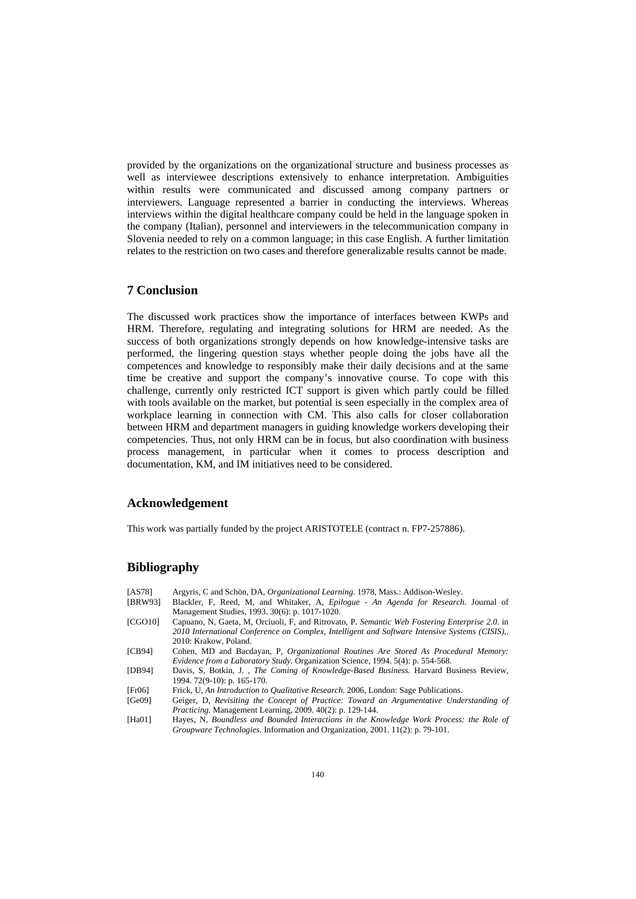provided by the organizations on the organizational structure and business processes as well as interviewee descriptions extensively to enhance interpretation. Ambiguities within results were communicated and discussed among company partners or interviewers. Language represented a barrier in conducting the interviews. Whereas interviews within the digital healthcare company could be held in the language spoken in the company (Italian), personnel and interviewers in the telecommunication company in Slovenia needed to rely on a common language; in this case English. A further limitation relates to the restriction on two cases and therefore generalizable results cannot be made.

## 7 Conclusion

The discussed work practices show the importance of interfaces between KWPs and HRM. Therefore, regulating and integrating solutions for HRM are needed. As the success of both organizations strongly depends on how knowledge-intensive tasks are performed, the lingering question stays whether people doing the jobs have all the competences and knowledge to responsibly make their daily decisions and at the same time be creative and support the company's innovative course. To cope with this challenge, currently only restricted ICT support is given which partly could be filled with tools available on the market, but potential is seen especially in the complex area of workplace learning in connection with CM. This also calls for closer collaboration between HRM and department managers in guiding knowledge workers developing their competencies. Thus, not only HRM can be in focus, but also coordination with business process management, in particular when it comes to process description and documentation, KM, and IM initiatives need to be considered.

## Acknowledgement

This work was partially funded by the project ARISTOTELE (contract n. FP7-257886).

## Bibliography

[AS78] Argyris, C and Schön, DA, *Organizational Learning.* 1978, Mass.: Addison-Wesley.

[BRW93] Blackler, F, Reed, M, and Whitaker, A, *Epilogue - An Agenda for Research.* Journal of Management Studies, 1993. 30(6): p. 1017-1020.

[CGO10] Capuano, N, Gaeta, M, Orciuoli, F, and Ritrovato, P. *Semantic Web Fostering Enterprise 2.0.* in *2010 International Conference on Complex, Intelligent and Software Intensive Systems (CISIS),*. 2010: Krakow, Poland.

[CB94] Cohen, MD and Bacdayan, P, *Organizational Routines Are Stored As Procedural Memory: Evidence from a Laboratory Study.* Organization Science, 1994. 5(4): p. 554-568.

[DB94] Davis, S, Botkin, J. , *The Coming of Knowledge-Based Business.* Harvard Business Review, 1994. 72(9-10): p. 165-170.

[Fr06] Frick, U, *An Introduction to Qualitative Research.* 2006, London: Sage Publications.

[Ge09] Geiger, D, *Revisiting the Concept of Practice: Toward an Argumentative Understanding of Practicing.* Management Learning, 2009. 40(2): p. 129-144.

[Ha01] Hayes, N, *Boundless and Bounded Interactions in the Knowledge Work Process: the Role of Groupware Technologies.* Information and Organization, 2001. 11(2): p. 79-101.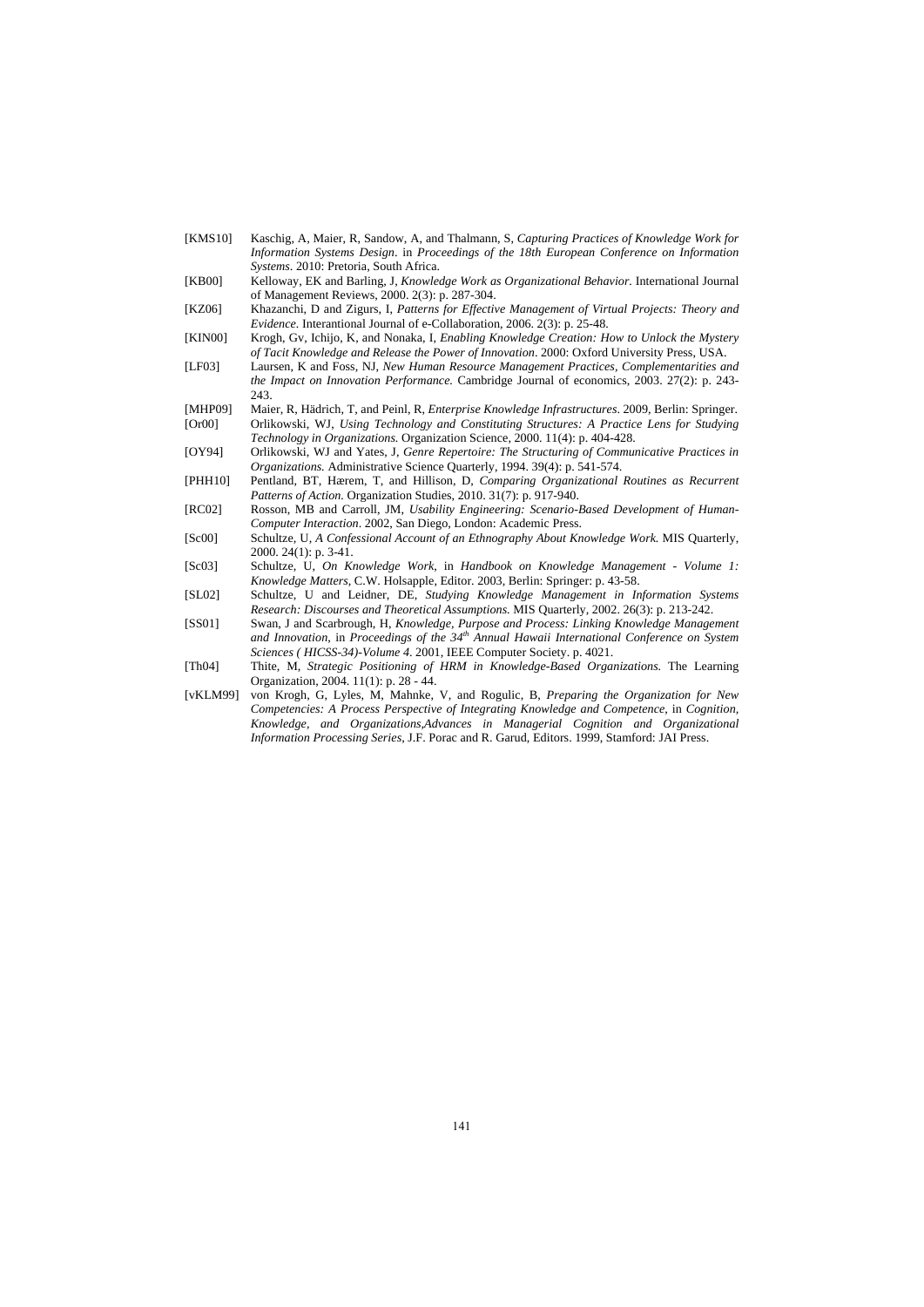[KMS10] Kaschig, A, Maier, R, Sandow, A, and Thalmann, S, *Capturing Practices of Knowledge Work for Information Systems Design*. in *Proceedings of the 18th European Conference on Information Systems*. 2010: Pretoria, South Africa.

[KB00] Kelloway, EK and Barling, J, *Knowledge Work as Organizational Behavior.* International Journal of Management Reviews, 2000. 2(3): p. 287-304.

[KZ06] Khazanchi, D and Zigurs, I, *Patterns for Effective Management of Virtual Projects: Theory and Evidence.* Interantional Journal of e-Collaboration, 2006. 2(3): p. 25-48.

[KIN00] Krogh, Gv, Ichijo, K, and Nonaka, I, *Enabling Knowledge Creation: How to Unlock the Mystery of Tacit Knowledge and Release the Power of Innovation*. 2000: Oxford University Press, USA.

[LF03] Laursen, K and Foss, NJ, *New Human Resource Management Practices, Complementarities and the Impact on Innovation Performance.* Cambridge Journal of economics, 2003. 27(2): p. 243-243.

[MHP09] Maier, R, Hädrich, T, and Peinl, R, *Enterprise Knowledge Infrastructures*. 2009, Berlin: Springer.

[Or00] Orlikowski, WJ, *Using Technology and Constituting Structures: A Practice Lens for Studying Technology in Organizations.* Organization Science, 2000. 11(4): p. 404-428.

[OY94] Orlikowski, WJ and Yates, J, *Genre Repertoire: The Structuring of Communicative Practices in Organizations.* Administrative Science Quarterly, 1994. 39(4): p. 541-574.

[PHH10] Pentland, BT, Hærem, T, and Hillison, D, *Comparing Organizational Routines as Recurrent Patterns of Action.* Organization Studies, 2010. 31(7): p. 917-940.

[RC02] Rosson, MB and Carroll, JM, *Usability Engineering: Scenario-Based Development of Human-Computer Interaction*. 2002, San Diego, London: Academic Press.

[Sc00] Schultze, U, *A Confessional Account of an Ethnography About Knowledge Work.* MIS Quarterly, 2000. 24(1): p. 3-41.

[Sc03] Schultze, U, *On Knowledge Work*, in *Handbook on Knowledge Management - Volume 1: Knowledge Matters*, C.W. Holsapple, Editor. 2003, Berlin: Springer: p. 43-58.

[SL02] Schultze, U and Leidner, DE, *Studying Knowledge Management in Information Systems Research: Discourses and Theoretical Assumptions.* MIS Quarterly, 2002. 26(3): p. 213-242.

[SS01] Swan, J and Scarbrough, H, *Knowledge, Purpose and Process: Linking Knowledge Management and Innovation*, in *Proceedings of the 34th Annual Hawaii International Conference on System Sciences ( HICSS-34)-Volume 4*. 2001, IEEE Computer Society. p. 4021.

[Th04] Thite, M, *Strategic Positioning of HRM in Knowledge-Based Organizations.* The Learning Organization, 2004. 11(1): p. 28 - 44.

[vKLM99] von Krogh, G, Lyles, M, Mahnke, V, and Rogulic, B, *Preparing the Organization for New Competencies: A Process Perspective of Integrating Knowledge and Competence*, in *Cognition, Knowledge, and Organizations,Advances in Managerial Cognition and Organizational Information Processing Series*, J.F. Porac and R. Garud, Editors. 1999, Stamford: JAI Press.